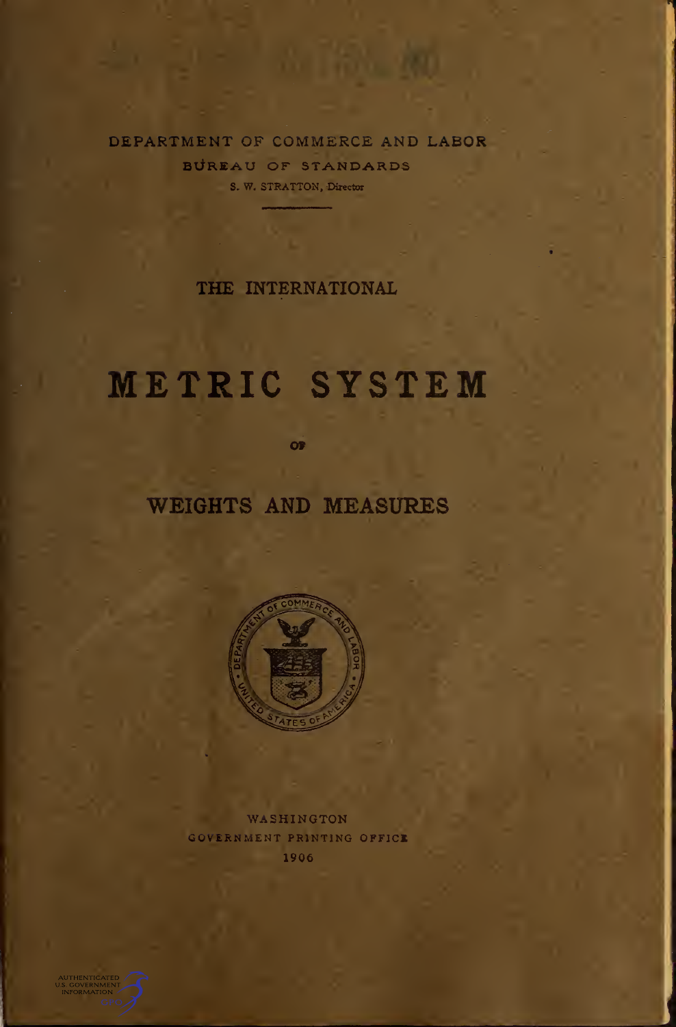DEPARTMENT OF COMMERCE AND LABOR

BUREAU OF STANDARDS

S. W. STRATTON, Director

THE INTERNATIONAL

# METRIC SYSTEM

OF

## WEIGHTS AND MEASURES

WASHINGTON

GOVERNMENT PRINTING OFFICE

1906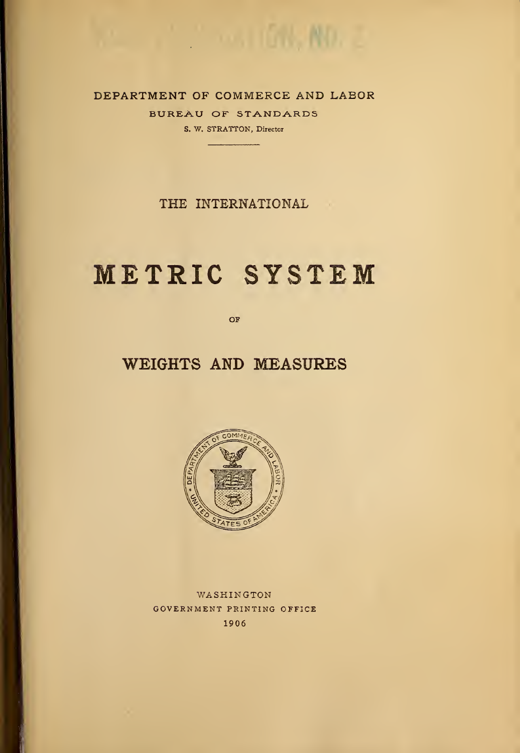DEPARTMENT OF COMMERCE AND LABOR

BUREAU OF STANDARDS

S. W. STRATTON, Director

THE INTERNATIONAL

# METRIC SYSTEM

OF

## WEIGHTS AND MEASURES

WASHINGTON
GOVERNMENT PRINTING OFFICE
1906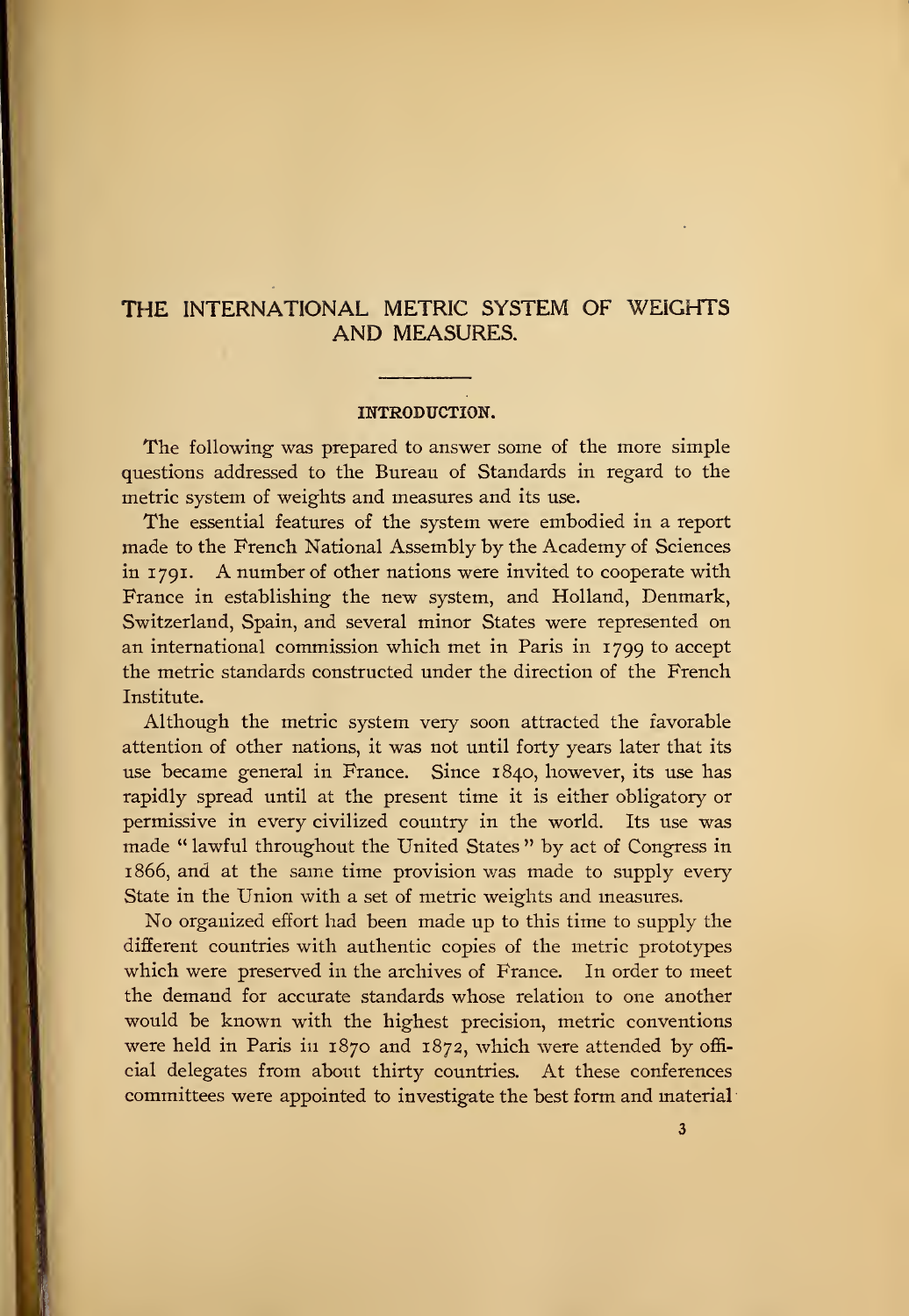# THE INTERNATIONAL METRIC SYSTEM OF WEIGHTS AND MEASURES.

## INTRODUCTION.

The following was prepared to answer some of the more simple questions addressed to the Bureau of Standards in regard to the metric system of weights and measures and its use.

The essential features of the system were embodied in a report made to the French National Assembly by the Academy of Sciences in 1791. A number of other nations were invited to cooperate with France in establishing the new system, and Holland, Denmark, Switzerland, Spain, and several minor States were represented on an international commission which met in Paris in 1799 to accept the metric standards constructed under the direction of the French Institute.

Although the metric system very soon attracted the favorable attention of other nations, it was not until forty years later that its use became general in France. Since 1840, however, its use has rapidly spread until at the present time it is either obligatory or permissive in every civilized country in the world. Its use was made "lawful throughout the United States" by act of Congress in 1866, and at the same time provision was made to supply every State in the Union with a set of metric weights and measures.

No organized effort had been made up to this time to supply the different countries with authentic copies of the metric prototypes which were preserved in the archives of France. In order to meet the demand for accurate standards whose relation to one another would be known with the highest precision, metric conventions were held in Paris in 1870 and 1872, which were attended by official delegates from about thirty countries. At these conferences committees were appointed to investigate the best form and material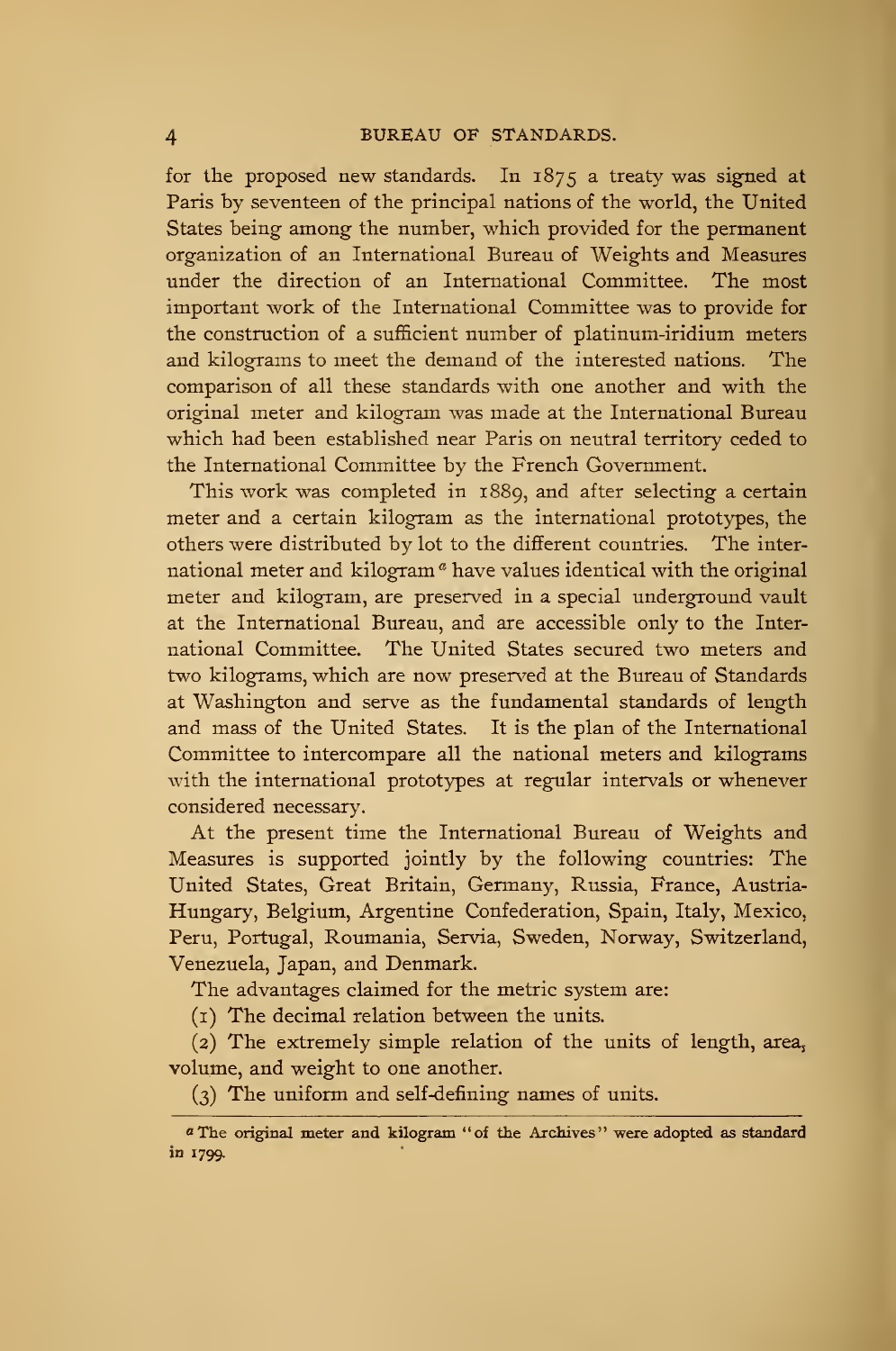for the proposed new standards. In 1875 a treaty was signed at Paris by seventeen of the principal nations of the world, the United States being among the number, which provided for the permanent organization of an International Bureau of Weights and Measures under the direction of an International Committee. The most important work of the International Committee was to provide for the construction of a sufficient number of platinum-iridium meters and kilograms to meet the demand of the interested nations. The comparison of all these standards with one another and with the original meter and kilogram was made at the International Bureau which had been established near Paris on neutral territory ceded to the International Committee by the French Government.

This work was completed in 1889, and after selecting a certain meter and a certain kilogram as the international prototypes, the others were distributed by lot to the different countries. The international meter and kilogram[a] have values identical with the original meter and kilogram, are preserved in a special underground vault at the International Bureau, and are accessible only to the International Committee. The United States secured two meters and two kilograms, which are now preserved at the Bureau of Standards at Washington and serve as the fundamental standards of length and mass of the United States. It is the plan of the International Committee to intercompare all the national meters and kilograms with the international prototypes at regular intervals or whenever considered necessary.

At the present time the International Bureau of Weights and Measures is supported jointly by the following countries: The United States, Great Britain, Germany, Russia, France, Austria-Hungary, Belgium, Argentine Confederation, Spain, Italy, Mexico, Peru, Portugal, Roumania, Servia, Sweden, Norway, Switzerland, Venezuela, Japan, and Denmark.

The advantages claimed for the metric system are:

(1) The decimal relation between the units.

(2) The extremely simple relation of the units of length, area, volume, and weight to one another.

(3) The uniform and self-defining names of units.

---

[a] The original meter and kilogram "of the Archives" were adopted as standard in 1799.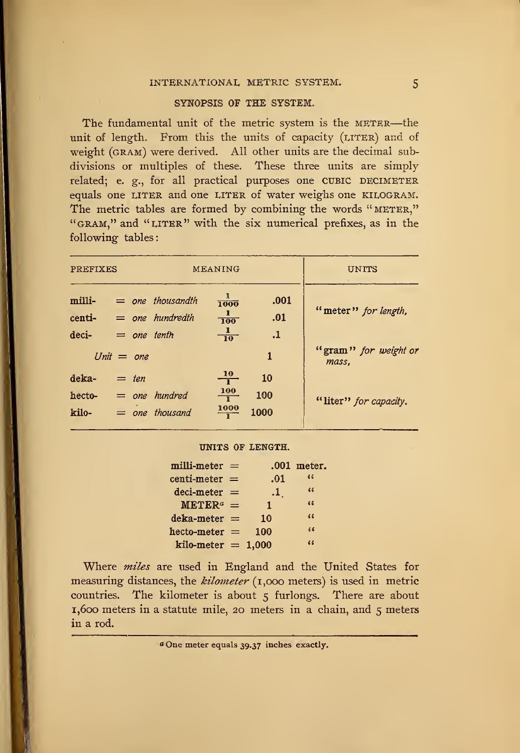## SYNOPSIS OF THE SYSTEM.

The fundamental unit of the metric system is the METER—the unit of length. From this the units of capacity (LITER) and of weight (GRAM) were derived. All other units are the decimal subdivisions or multiples of these. These three units are simply related; e. g., for all practical purposes one CUBIC DECIMETER equals one LITER and one LITER of water weighs one KILOGRAM. The metric tables are formed by combining the words "METER," "GRAM," and "LITER" with the six numerical prefixes, as in the following tables:

| PREFIXES | MEANING | | | UNITS |
|---|---|---|---|---|
| milli- | = *one thousandth* | $\frac{1}{1000}$ | .001 | "meter" *for length,* |
| centi- | = *one hundredth* | $\frac{1}{100}$ | .01 | |
| deci- | = *one tenth* | $\frac{1}{10}$ | .1 | |
| *Unit* | = *one* | | 1 | "gram" *for weight or mass,* |
| deka- | = *ten* | $\frac{10}{1}$ | 10 | |
| hecto- | = *one hundred* | $\frac{100}{1}$ | 100 | "liter" *for capacity.* |
| kilo- | = *one thousand* | $\frac{1000}{1}$ | 1000 | |

### UNITS OF LENGTH.

| | | |
|---|---|---|
| milli-meter = | .001 | meter. |
| centi-meter = | .01 | " |
| deci-meter = | .1 | " |
| METER[a] = | 1 | " |
| deka-meter = | 10 | " |
| hecto-meter = | 100 | " |
| kilo-meter = | 1,000 | " |

Where *miles* are used in England and the United States for measuring distances, the *kilometer* (1,000 meters) is used in metric countries. The kilometer is about 5 furlongs. There are about 1,600 meters in a statute mile, 20 meters in a chain, and 5 meters in a rod.

---

[a] One meter equals 39.37 inches exactly.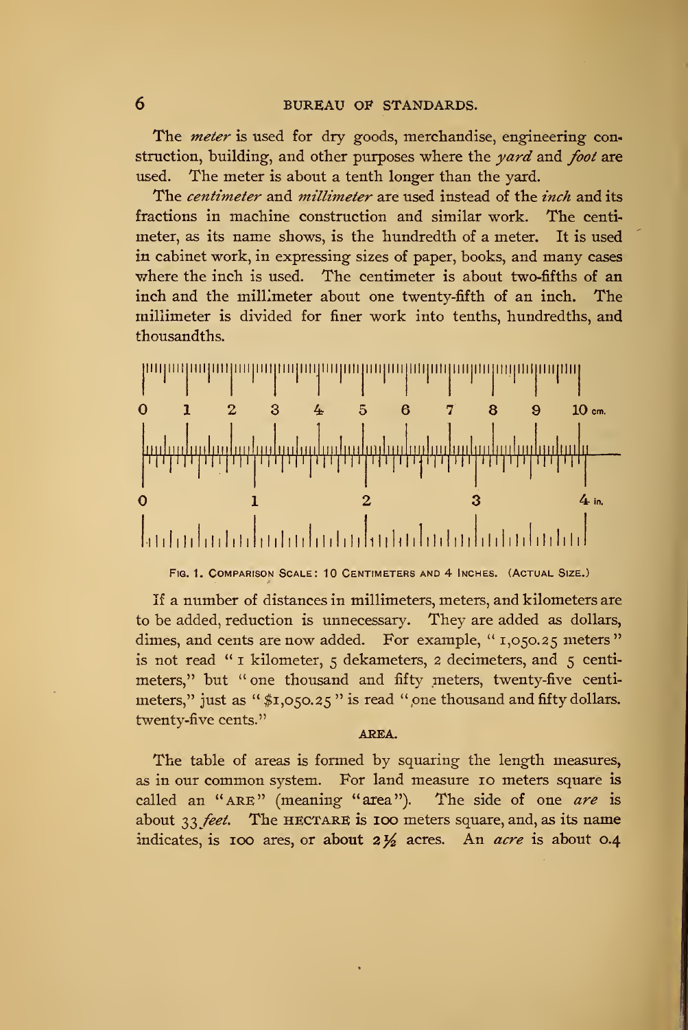The *meter* is used for dry goods, merchandise, engineering construction, building, and other purposes where the *yard* and *foot* are used. The meter is about a tenth longer than the yard.

The *centimeter* and *millimeter* are used instead of the *inch* and its fractions in machine construction and similar work. The centimeter, as its name shows, is the hundredth of a meter. It is used in cabinet work, in expressing sizes of paper, books, and many cases where the inch is used. The centimeter is about two-fifths of an inch and the millimeter about one twenty-fifth of an inch. The millimeter is divided for finer work into tenths, hundredths, and thousandths.

0 1 2 3 4 5 6 7 8 9 10 cm.

0 1 2 3 4 in.

FIG. 1. COMPARISON SCALE: 10 CENTIMETERS AND 4 INCHES. (ACTUAL SIZE.)

If a number of distances in millimeters, meters, and kilometers are to be added, reduction is unnecessary. They are added as dollars, dimes, and cents are now added. For example, "1,050.25 meters" is not read "1 kilometer, 5 dekameters, 2 decimeters, and 5 centimeters," but "one thousand and fifty meters, twenty-five centimeters," just as "$1,050.25" is read "one thousand and fifty dollars. twenty-five cents."

### AREA.

The table of areas is formed by squaring the length measures, as in our common system. For land measure 10 meters square is called an "ARE" (meaning "area"). The side of one *are* is about 33 *feet*. The HECTARE is 100 meters square, and, as its name indicates, is 100 ares, or about 2½ acres. An *acre* is about 0.4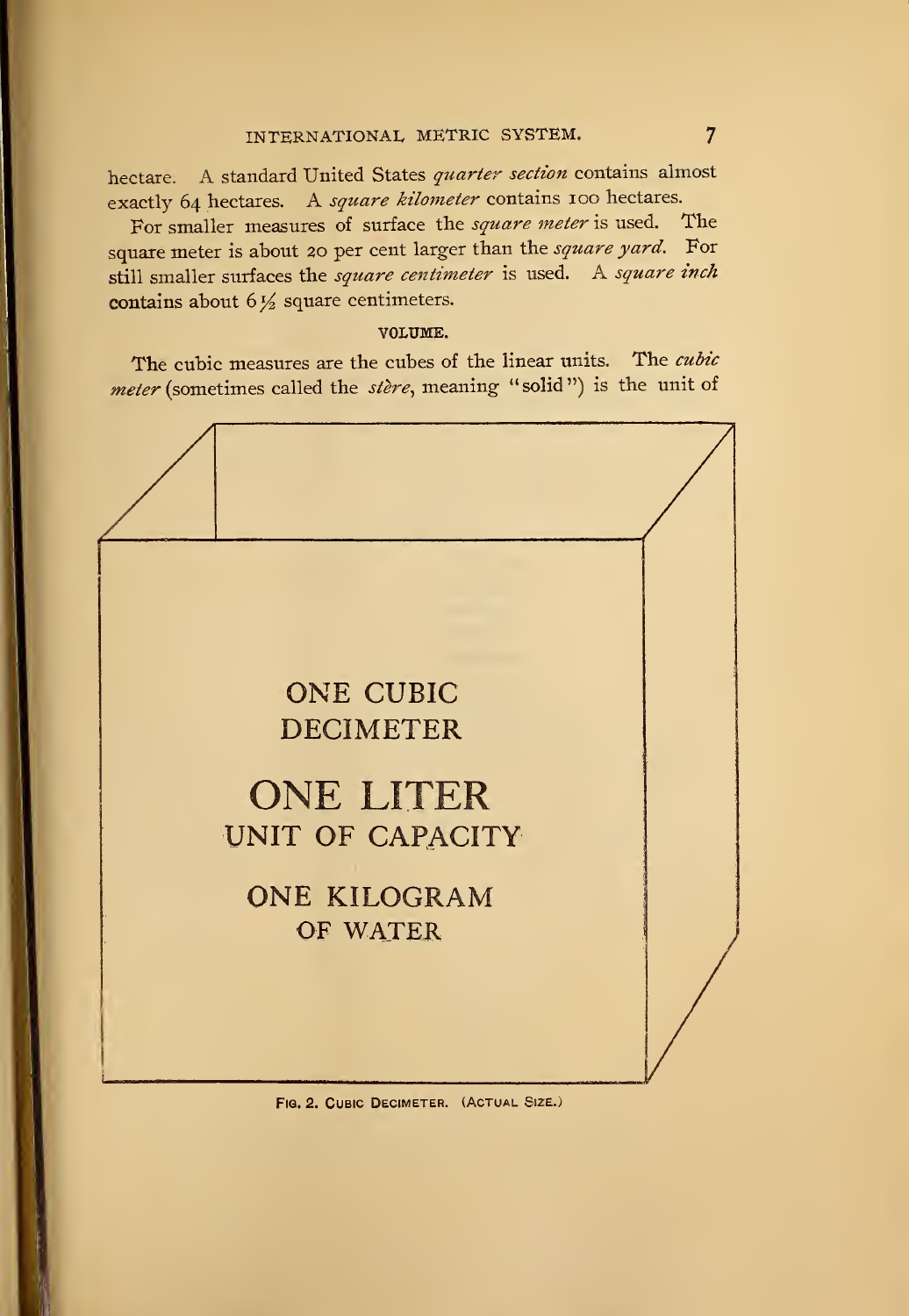hectare. A standard United States *quarter section* contains almost exactly 64 hectares. A *square kilometer* contains 100 hectares.

For smaller measures of surface the *square meter* is used. The square meter is about 20 per cent larger than the *square yard*. For still smaller surfaces the *square centimeter* is used. A *square inch* contains about 6½ square centimeters.

### VOLUME.

The cubic measures are the cubes of the linear units. The *cubic meter* (sometimes called the *stère*, meaning "solid") is the unit of

ONE CUBIC DECIMETER

ONE LITER
UNIT OF CAPACITY

ONE KILOGRAM
OF WATER

FIG. 2. CUBIC DECIMETER. (ACTUAL SIZE.)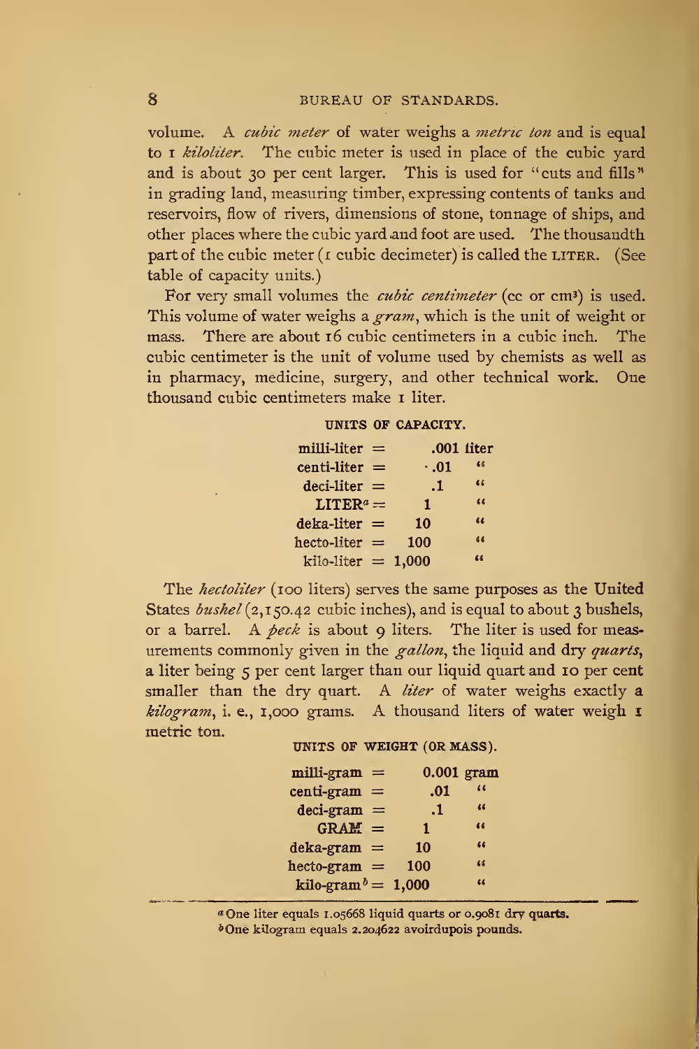volume. A *cubic meter* of water weighs a *metric ton* and is equal to 1 *kiloliter*. The cubic meter is used in place of the cubic yard and is about 30 per cent larger. This is used for "cuts and fills" in grading land, measuring timber, expressing contents of tanks and reservoirs, flow of rivers, dimensions of stone, tonnage of ships, and other places where the cubic yard and foot are used. The thousandth part of the cubic meter (1 cubic decimeter) is called the LITER. (See table of capacity units.)

For very small volumes the *cubic centimeter* (cc or cm$^3$) is used. This volume of water weighs a *gram*, which is the unit of weight or mass. There are about 16 cubic centimeters in a cubic inch. The cubic centimeter is the unit of volume used by chemists as well as in pharmacy, medicine, surgery, and other technical work. One thousand cubic centimeters make 1 liter.

UNITS OF CAPACITY.

| | | | |
|---|---|---|---|
| milli-liter | = | .001 | liter |
| centi-liter | = | .01 | " |
| deci-liter | = | .1 | " |
| LITER[a] | = | 1 | " |
| deka-liter | = | 10 | " |
| hecto-liter | = | 100 | " |
| kilo-liter | = | 1,000 | " |

The *hectoliter* (100 liters) serves the same purposes as the United States *bushel* (2,150.42 cubic inches), and is equal to about 3 bushels, or a barrel. A *peck* is about 9 liters. The liter is used for measurements commonly given in the *gallon*, the liquid and dry *quarts*, a liter being 5 per cent larger than our liquid quart and 10 per cent smaller than the dry quart. A *liter* of water weighs exactly a *kilogram*, i. e., 1,000 grams. A thousand liters of water weigh 1 metric ton.

UNITS OF WEIGHT (OR MASS).

| | | | |
|---|---|---|---|
| milli-gram | = | 0.001 | gram |
| centi-gram | = | .01 | " |
| deci-gram | = | .1 | " |
| GRAM | = | 1 | " |
| deka-gram | = | 10 | " |
| hecto-gram | = | 100 | " |
| kilo-gram[b] | = | 1,000 | " |

[a] One liter equals 1.05668 liquid quarts or 0.9081 dry quarts.

[b] One kilogram equals 2.204622 avoirdupois pounds.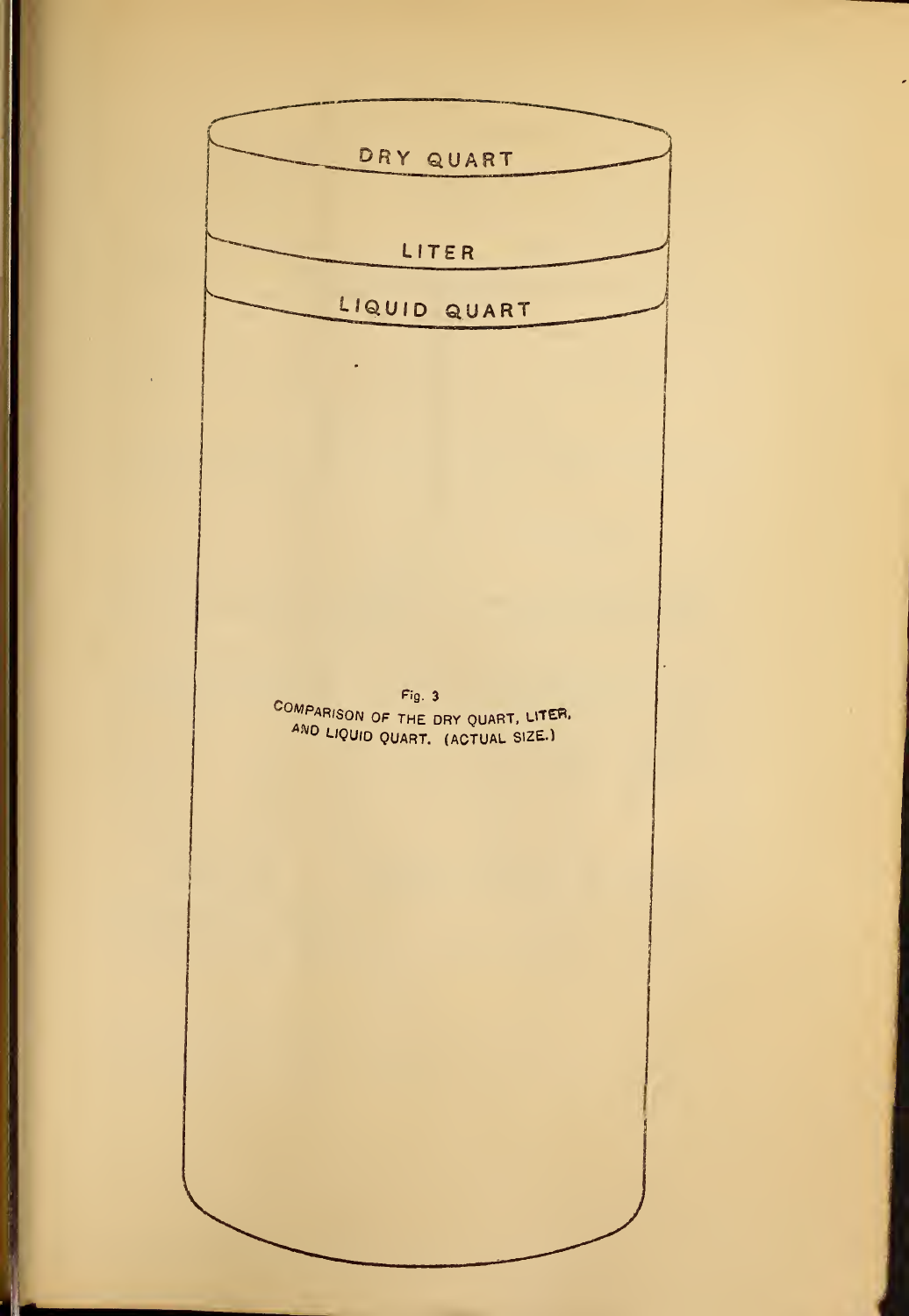DRY QUART

LITER

LIQUID QUART

Fig. 3
COMPARISON OF THE DRY QUART, LITER, AND LIQUID QUART. (ACTUAL SIZE.)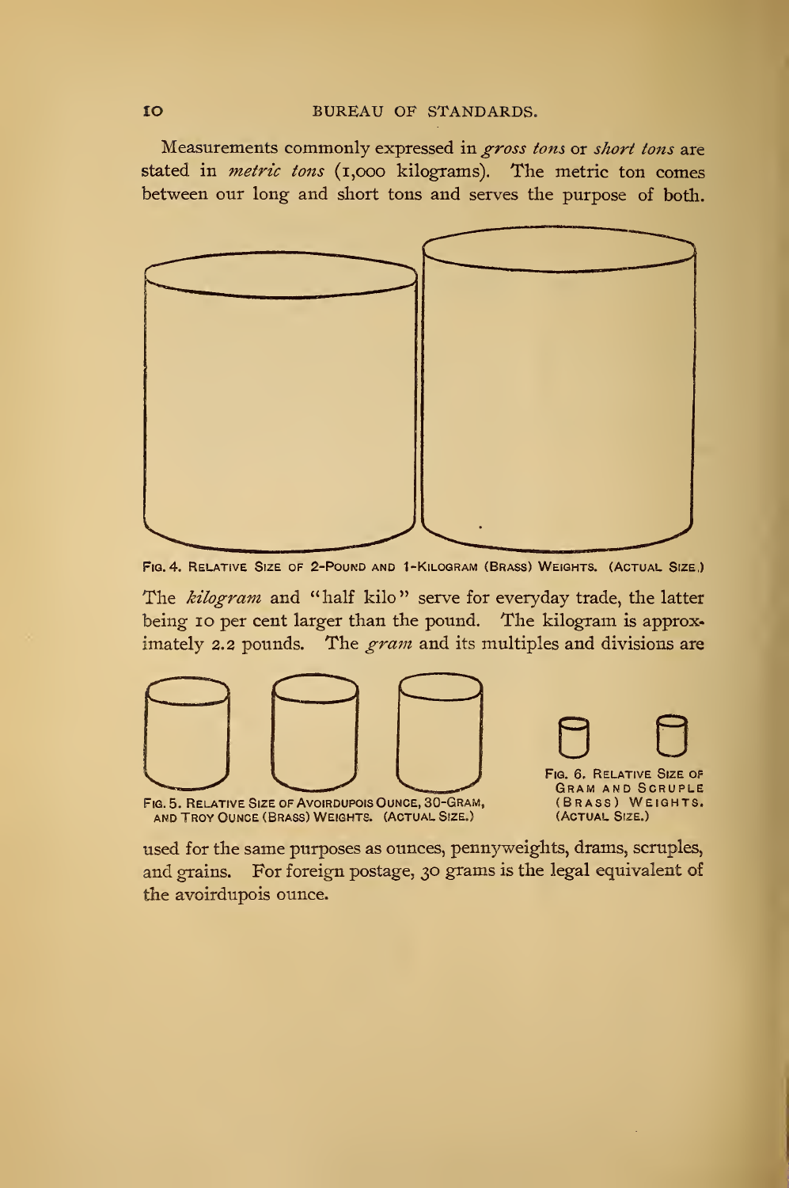Measurements commonly expressed in *gross tons* or *short tons* are stated in *metric tons* (1,000 kilograms). The metric ton comes between our long and short tons and serves the purpose of both.

FIG. 4. RELATIVE SIZE OF 2-POUND AND 1-KILOGRAM (BRASS) WEIGHTS. (ACTUAL SIZE.)

The *kilogram* and "half kilo" serve for everyday trade, the latter being 10 per cent larger than the pound. The kilogram is approximately 2.2 pounds. The *gram* and its multiples and divisions are used for the same purposes as ounces, pennyweights, drams, scruples, and grains. For foreign postage, 30 grams is the legal equivalent of the avoirdupois ounce.

FIG. 5. RELATIVE SIZE OF AVOIRDUPOIS OUNCE, 30-GRAM, AND TROY OUNCE (BRASS) WEIGHTS. (ACTUAL SIZE.)

FIG. 6. RELATIVE SIZE OF GRAM AND SCRUPLE (BRASS) WEIGHTS. (ACTUAL SIZE.)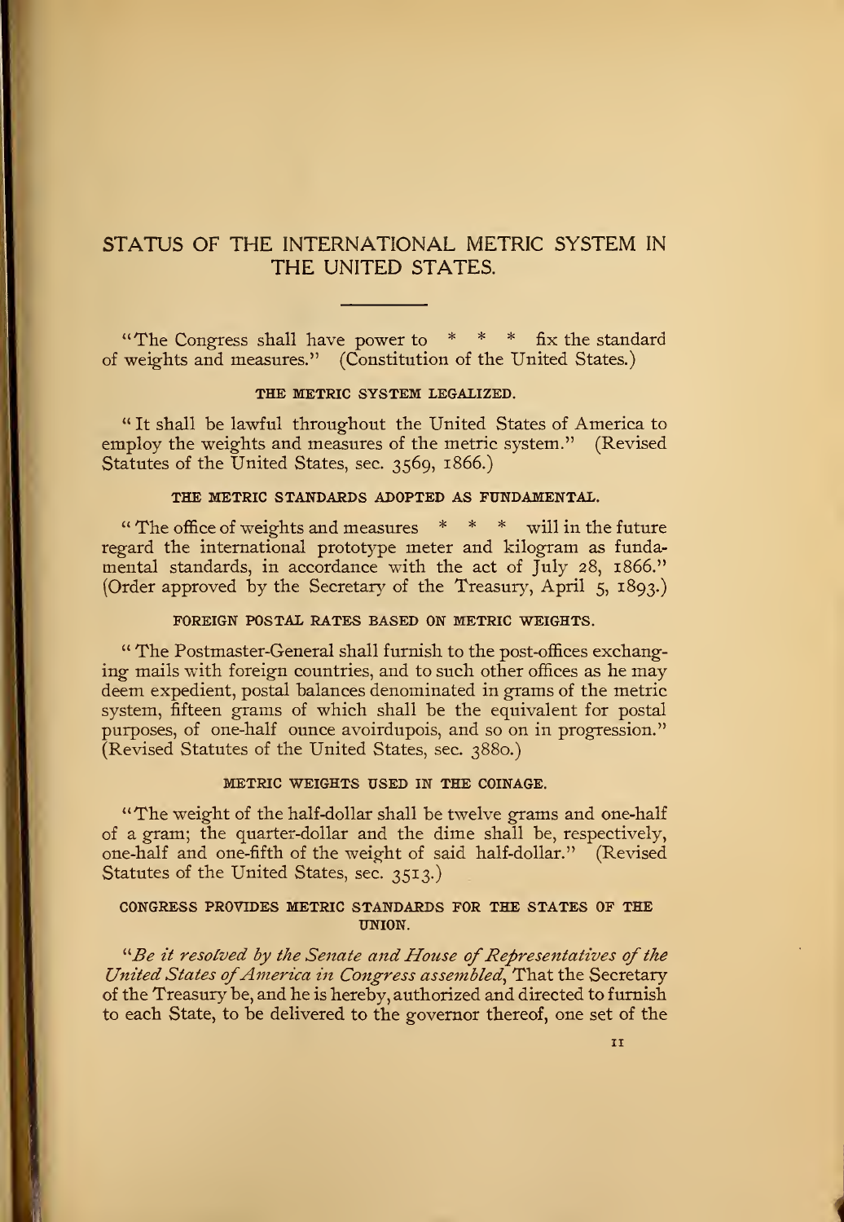# STATUS OF THE INTERNATIONAL METRIC SYSTEM IN THE UNITED STATES.

"The Congress shall have power to * * * fix the standard of weights and measures." (Constitution of the United States.)

### THE METRIC SYSTEM LEGALIZED.

"It shall be lawful throughout the United States of America to employ the weights and measures of the metric system." (Revised Statutes of the United States, sec. 3569, 1866.)

### THE METRIC STANDARDS ADOPTED AS FUNDAMENTAL.

"The office of weights and measures * * * will in the future regard the international prototype meter and kilogram as fundamental standards, in accordance with the act of July 28, 1866." (Order approved by the Secretary of the Treasury, April 5, 1893.)

### FOREIGN POSTAL RATES BASED ON METRIC WEIGHTS.

"The Postmaster-General shall furnish to the post-offices exchanging mails with foreign countries, and to such other offices as he may deem expedient, postal balances denominated in grams of the metric system, fifteen grams of which shall be the equivalent for postal purposes, of one-half ounce avoirdupois, and so on in progression." (Revised Statutes of the United States, sec. 3880.)

### METRIC WEIGHTS USED IN THE COINAGE.

"The weight of the half-dollar shall be twelve grams and one-half of a gram; the quarter-dollar and the dime shall be, respectively, one-half and one-fifth of the weight of said half-dollar." (Revised Statutes of the United States, sec. 3513.)

### CONGRESS PROVIDES METRIC STANDARDS FOR THE STATES OF THE UNION.

"*Be it resolved by the Senate and House of Representatives of the United States of America in Congress assembled*, That the Secretary of the Treasury be, and he is hereby, authorized and directed to furnish to each State, to be delivered to the governor thereof, one set of the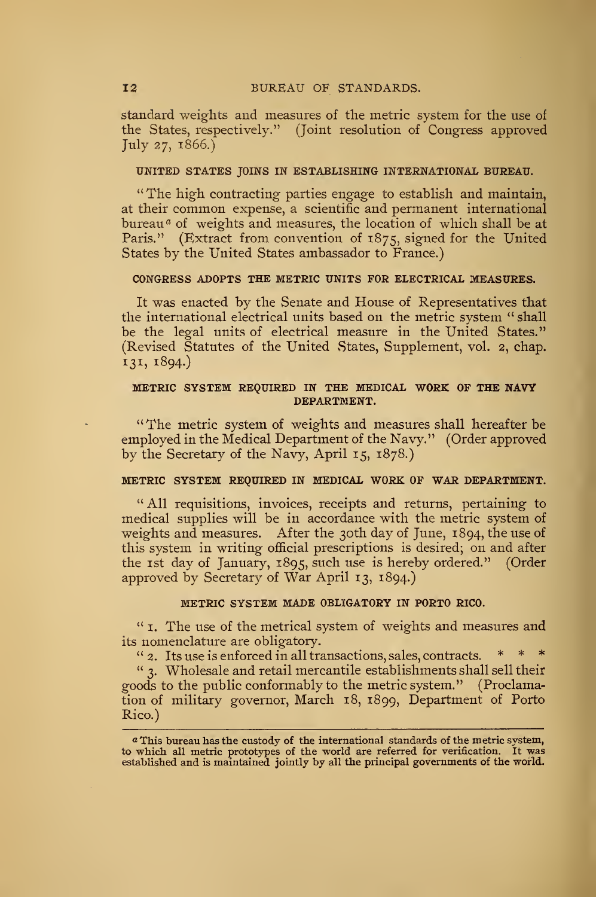standard weights and measures of the metric system for the use of the States, respectively." (Joint resolution of Congress approved July 27, 1866.)

### UNITED STATES JOINS IN ESTABLISHING INTERNATIONAL BUREAU.

"The high contracting parties engage to establish and maintain, at their common expense, a scientific and permanent international bureau[a] of weights and measures, the location of which shall be at Paris." (Extract from convention of 1875, signed for the United States by the United States ambassador to France.)

### CONGRESS ADOPTS THE METRIC UNITS FOR ELECTRICAL MEASURES.

It was enacted by the Senate and House of Representatives that the international electrical units based on the metric system "shall be the legal units of electrical measure in the United States." (Revised Statutes of the United States, Supplement, vol. 2, chap. 131, 1894.)

### METRIC SYSTEM REQUIRED IN THE MEDICAL WORK OF THE NAVY DEPARTMENT.

"The metric system of weights and measures shall hereafter be employed in the Medical Department of the Navy." (Order approved by the Secretary of the Navy, April 15, 1878.)

### METRIC SYSTEM REQUIRED IN MEDICAL WORK OF WAR DEPARTMENT.

"All requisitions, invoices, receipts and returns, pertaining to medical supplies will be in accordance with the metric system of weights and measures. After the 30th day of June, 1894, the use of this system in writing official prescriptions is desired; on and after the 1st day of January, 1895, such use is hereby ordered." (Order approved by Secretary of War April 13, 1894.)

### METRIC SYSTEM MADE OBLIGATORY IN PORTO RICO.

"1. The use of the metrical system of weights and measures and its nomenclature are obligatory.

"2. Its use is enforced in all transactions, sales, contracts. * * *

"3. Wholesale and retail mercantile establishments shall sell their goods to the public conformably to the metric system." (Proclamation of military governor, March 18, 1899, Department of Porto Rico.)

---

[a] This bureau has the custody of the international standards of the metric system, to which all metric prototypes of the world are referred for verification. It was established and is maintained jointly by all the principal governments of the world.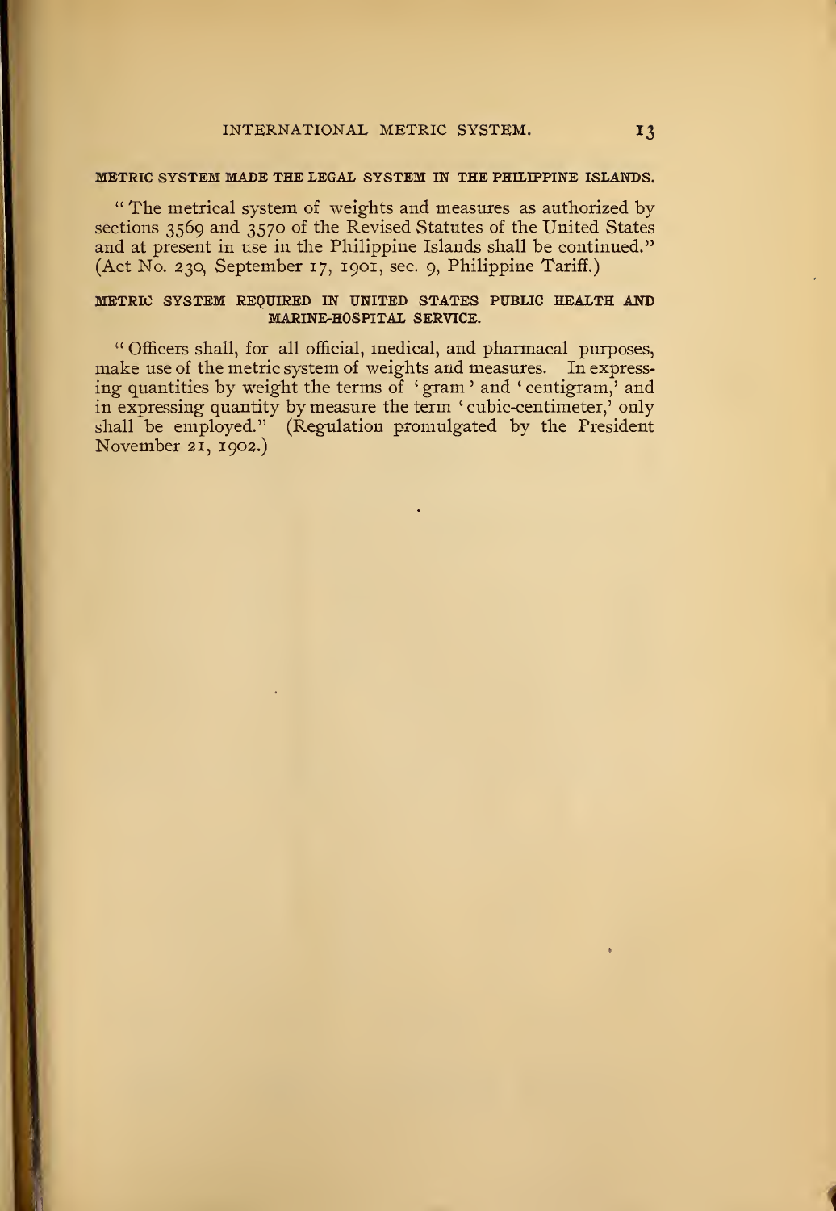#### METRIC SYSTEM MADE THE LEGAL SYSTEM IN THE PHILIPPINE ISLANDS.

"The metrical system of weights and measures as authorized by sections 3569 and 3570 of the Revised Statutes of the United States and at present in use in the Philippine Islands shall be continued." (Act No. 230, September 17, 1901, sec. 9, Philippine Tariff.)

#### METRIC SYSTEM REQUIRED IN UNITED STATES PUBLIC HEALTH AND MARINE-HOSPITAL SERVICE.

"Officers shall, for all official, medical, and pharmacal purposes, make use of the metric system of weights and measures. In expressing quantities by weight the terms of 'gram' and 'centigram,' and in expressing quantity by measure the term 'cubic-centimeter,' only shall be employed." (Regulation promulgated by the President November 21, 1902.)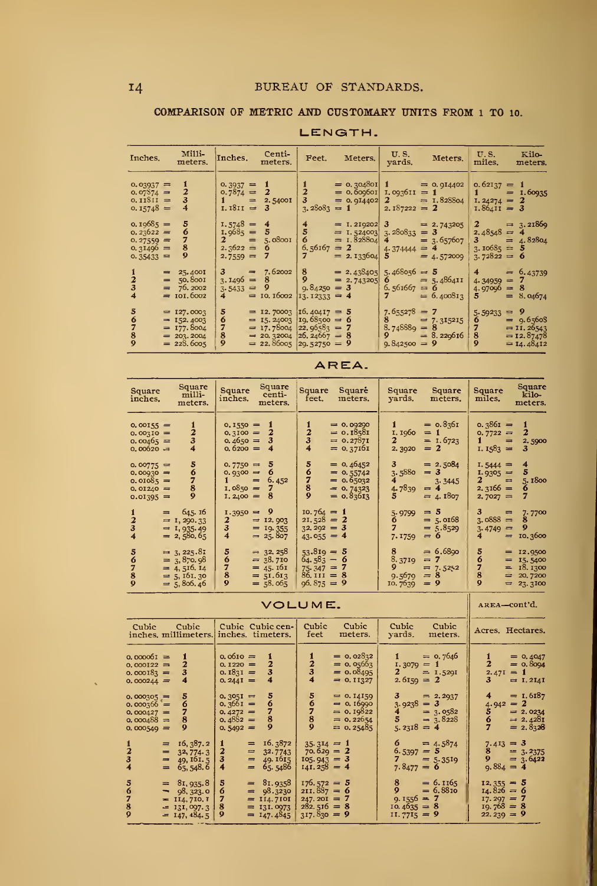## COMPARISON OF METRIC AND CUSTOMARY UNITS FROM 1 TO 10.

### LENGTH.

| Inches. | Millimeters. | Inches. | Centimeters. | Feet. | Meters. | U. S. yards. | Meters. | U. S. miles. | Kilometers. |
|---|---|---|---|---|---|---|---|---|---|
| 0.03937 = | 1 | 0.3937 = | 1 | 1 | = 0.304801 | 1 | = 0.914402 | 0.62137 = | 1 |
| 0.07874 = | 2 | 0.7874 = | 2 | 2 | = 0.609601 | 1.093611 = | 1 | 1 | = 1.60935 |
| 0.11811 = | 3 | 1 | = 2.54001 | 3 | = 0.914402 | 2 | = 1.828804 | 1.24274 = | 2 |
| 0.15748 = | 4 | 1.1811 = | 3 | 3.28083 = | 1 | 2.187222 = | 2 | 1.86411 = | 3 |
| 0.19685 = | 5 | 1.5748 = | 4 | 4 | = 1.219202 | 3 | = 2.743205 | 2 | = 3.21869 |
| 0.23622 = | 6 | 1.9685 = | 5 | 5 | = 1.524003 | 3.280833 = | 3 | 2.48548 = | 4 |
| 0.27559 = | 7 | 2 | = 5.08001 | 6 | = 1.828804 | 4 | = 3.657607 | 3 | = 4.82804 |
| 0.31496 = | 8 | 2.3622 = | 6 | 6.56167 = | 2 | 4.374444 = | 4 | 3.10685 = | 5 |
| 0.35433 = | 9 | 2.7559 = | 7 | 7 | = 2.133604 | 5 | = 4.572009 | 3.72822 = | 6 |
| 1 | = 25.4001 | 3 | = 7.62002 | 8 | = 2.438405 | 5.468056 = | 5 | 4 | = 6.43739 |
| 2 | = 50.8001 | 3.1496 = | 8 | 9 | = 2.743205 | 6 | = 5.486411 | 4.34959 = | 7 |
| 3 | = 76.2002 | 3.5433 = | 9 | 9.84250 = | 3 | 6.561667 = | 6 | 4.97096 = | 8 |
| 4 | = 101.6002 | 4 | = 10.16002 | 13.12333 = | 4 | 7 | = 6.400813 | 5 | = 8.04674 |
| 5 | = 127.0003 | 5 | = 12.70003 | 16.40417 = | 5 | 7.655278 = | 7 | 5.59233 = | 9 |
| 6 | = 152.4003 | 6 | = 15.24003 | 19.68500 = | 6 | 8 | = 7.315215 | 6 | = 9.65608 |
| 7 | = 177.8004 | 7 | = 17.78004 | 22.96583 = | 7 | 8.748889 = | 8 | 7 | = 11.26543 |
| 8 | = 203.2004 | 8 | = 20.32004 | 26.24667 = | 8 | 9 | = 8.229616 | 8 | = 12.87478 |
| 9 | = 228.6005 | 9 | = 22.86005 | 29.52750 = | 9 | 9.842500 = | 9 | 9 | = 14.48412 |

### AREA.

| Square inches. | Square millimeters. | Square inches. | Square centimeters. | Square feet. | Square meters. | Square yards. | Square meters. | Square miles. | Square kilometers. |
|---|---|---|---|---|---|---|---|---|---|
| 0.00155 = | 1 | 0.1550 = | 1 | 1 | = 0.09290 | 1 | = 0.8361 | 0.3861 = | 1 |
| 0.00310 = | 2 | 0.3100 = | 2 | 2 | = 0.18581 | 1.1960 = | 1 | 0.7722 = | 2 |
| 0.00465 = | 3 | 0.4650 = | 3 | 3 | = 0.27871 | 2 | = 1.6723 | 1 | = 2.5900 |
| 0.00620 = | 4 | 0.6200 = | 4 | 4 | = 0.37161 | 2.3920 = | 2 | 1.1583 = | 3 |
| 0.00775 = | 5 | 0.7750 = | 5 | 5 | = 0.46452 | 3 | = 2.5084 | 1.5444 = | 4 |
| 0.00930 = | 6 | 0.9300 = | 6 | 6 | = 0.55742 | 3.5880 = | 3 | 1.9305 = | 5 |
| 0.01085 = | 7 | 1 | = 6.452 | 7 | = 0.65032 | 4 | = 3.3445 | 2 | = 5.1800 |
| 0.01240 = | 8 | 1.0850 = | 7 | 8 | = 0.74323 | 4.7839 = | 4 | 2.3166 = | 6 |
| 0.01395 = | 9 | 1.2400 = | 8 | 9 | = 0.83613 | 5 | = 4.1807 | 2.7027 = | 7 |
| 1 | = 645.16 | 1.3950 = | 9 | 10.764 = | 1 | 5.9799 = | 5 | 3 | = 7.7700 |
| 2 | = 1,290.33 | 2 | = 12.903 | 21.528 = | 2 | 6 | = 5.0168 | 3.0888 = | 8 |
| 3 | = 1,935.49 | 3 | = 19.355 | 32.292 = | 3 | 7 | = 5.8529 | 3.4749 = | 9 |
| 4 | = 2,580.65 | 4 | = 25.807 | 43.055 = | 4 | 7.1759 = | 6 | 4 | = 10.3600 |
| 5 | = 3,225.81 | 5 | = 32.258 | 53.819 = | 5 | 8 | = 6.6890 | 5 | = 12.9500 |
| 6 | = 3,870.98 | 6 | = 38.710 | 64.583 = | 6 | 8.3719 = | 7 | 6 | = 15.5400 |
| 7 | = 4,516.14 | 7 | = 45.161 | 75.347 = | 7 | 9 | = 7.5252 | 7 | = 18.1300 |
| 8 | = 5,161.30 | 8 | = 51.613 | 86.111 = | 8 | 9.5679 = | 8 | 8 | = 20.7200 |
| 9 | = 5,806.46 | 9 | = 58.065 | 96.875 = | 9 | 10.7639 = | 9 | 9 | = 23.3100 |

### VOLUME.

| Cubic inches. | Cubic millimeters. | Cubic inches. | Cubic centimeters. | Cubic feet | Cubic meters. | Cubic yards. | Cubic meters. |
|---|---|---|---|---|---|---|---|
| 0.000061 = | 1 | 0.0610 = | 1 | 1 | = 0.02832 | 1 | = 0.7646 |
| 0.000122 = | 2 | 0.1220 = | 2 | 2 | = 0.05663 | 1.3079 = | 1 |
| 0.000183 = | 3 | 0.1831 = | 3 | 3 | = 0.08495 | 2 | = 1.5291 |
| 0.000244 = | 4 | 0.2441 = | 4 | 4 | = 0.11327 | 2.6159 = | 2 |
| 0.000305 = | 5 | 0.3051 = | 5 | 5 | = 0.14159 | 3 | = 2.2937 |
| 0.000366 = | 6 | 0.3661 = | 6 | 6 | = 0.16990 | 3.9238 = | 3 |
| 0.000427 = | 7 | 0.4272 = | 7 | 7 | = 0.19822 | 4 | = 3.0582 |
| 0.000488 = | 8 | 0.4882 = | 8 | 8 | = 0.22654 | 5 | = 3.8228 |
| 0.000549 = | 9 | 0.5492 = | 9 | 9 | = 0.25485 | 5.2318 = | 4 |
| 1 | = 16,387.2 | 1 | = 16.3872 | 35.314 = | 1 | 6 | = 4.5874 |
| 2 | = 32,774.3 | 2 | = 32.7743 | 70.629 = | 2 | 6.5397 = | 5 |
| 3 | = 49,161.5 | 3 | = 49.1615 | 105.943 = | 3 | 7 | = 5.3519 |
| 4 | = 65,548.6 | 4 | = 65.5486 | 141.258 = | 4 | 7.8477 = | 6 |
| 5 | = 81,935.8 | 5 | = 81.9358 | 176.572 = | 5 | 8 | = 6.1165 |
| 6 | = 98,323.0 | 6 | = 98.3230 | 211.887 = | 6 | 9 | = 6.8810 |
| 7 | = 114,710.1 | 7 | = 114.7101 | 247.201 = | 7 | 9.1556 = | 7 |
| 8 | = 131,097.3 | 8 | = 131.0973 | 282.516 = | 8 | 10.4635 = | 8 |
| 9 | = 147,484.5 | 9 | = 147.4845 | 317.830 = | 9 | 11.7715 = | 9 |

### AREA—cont'd.

| Acres. | Hectares. |
|---|---|
| 1 | = 0.4047 |
| 2 | = 0.8094 |
| 2.471 = | 1 |
| 3 | = 1.2141 |
| 4 | = 1.6187 |
| 4.942 = | 2 |
| 5 | = 2.0234 |
| 6 | = 2.4281 |
| 7 | = 2.8328 |
| 7.413 = | 3 |
| 8 | = 3.2375 |
| 9 | = 3.6422 |
| 9.884 = | 4 |
| 12.355 = | 5 |
| 14.826 = | 6 |
| 17.297 = | 7 |
| 19.768 = | 8 |
| 22.239 = | 9 |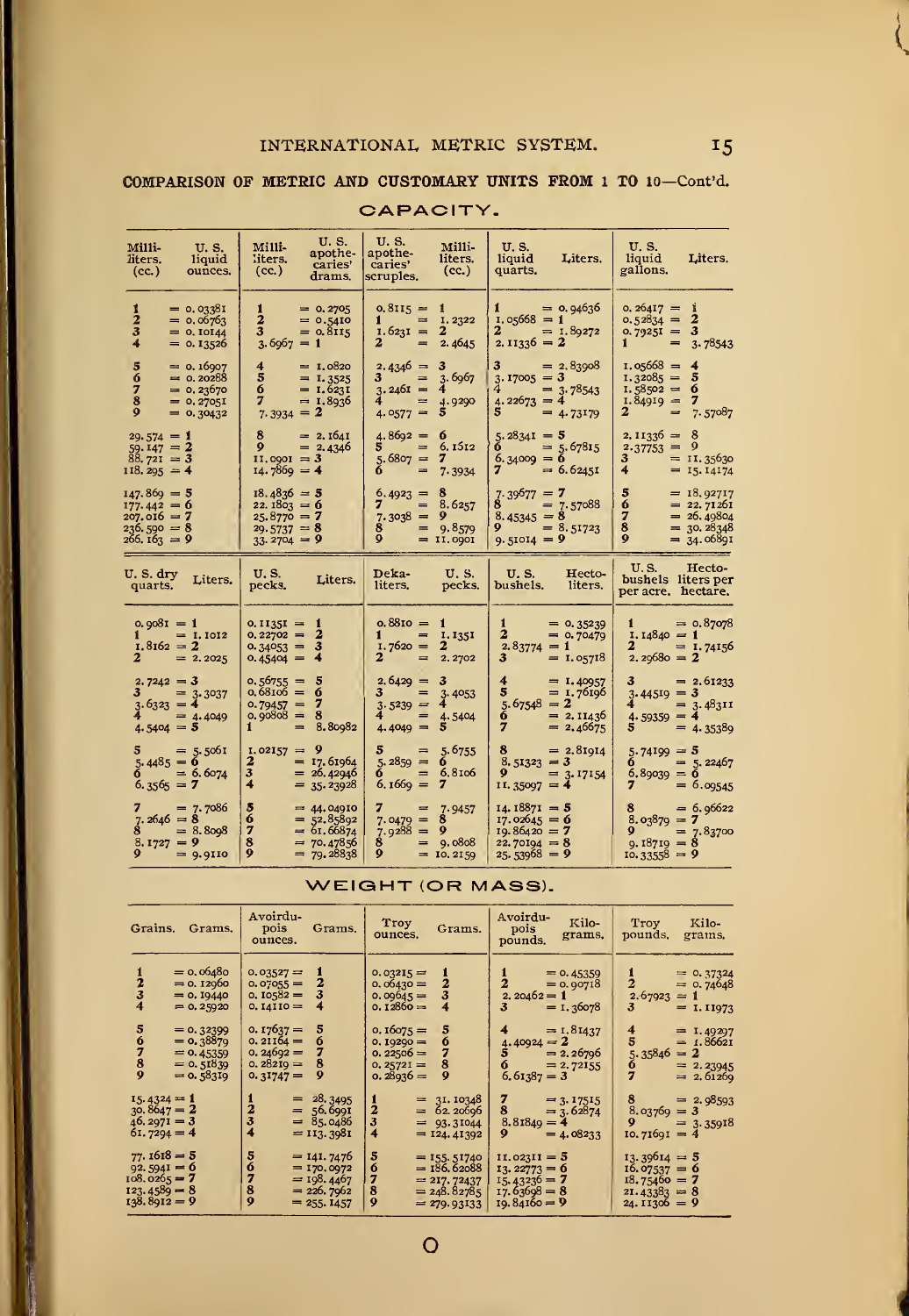## COMPARISON OF METRIC AND CUSTOMARY UNITS FROM 1 TO 10—Cont'd.

### CAPACITY.

| Milliliters (cc.) | U. S. liquid ounces | Milliliters (cc.) | U. S. apothecaries' drams | U. S. apothecaries' scruples | Milliliters (cc.) | U. S. liquid quarts | Liters | U. S. liquid gallons | Liters |
|---|---|---|---|---|---|---|---|---|---|
| 1 | = 0.03381 | 1 | = 0.2705 | 0.8115 = | 1 | 1 | = 0.94636 | 0.26417 = | 1 |
| 2 | = 0.06763 | 2 | = 0.5410 | 1 | = 1.2322 | 1.05668 = | 1 | 0.52834 = | 2 |
| 3 | = 0.10144 | 3 | = 0.8115 | 1.6231 = | 2 | 2 | = 1.89272 | 0.79251 = | 3 |
| 4 | = 0.13526 | 3.6967 = | 1 | 2 | = 2.4645 | 2.11336 = | 2 | 1 | = 3.78543 |
| 5 | = 0.16907 | 4 | = 1.0820 | 2.4346 = | 3 | 3 | = 2.83908 | 1.05668 = | 4 |
| 6 | = 0.20288 | 5 | = 1.3525 | 3 | = 3.6967 | 3.17005 = | 3 | 1.32085 = | 5 |
| 7 | = 0.23670 | 6 | = 1.6231 | 3.2461 = | 4 | 4 | = 3.78543 | 1.58502 = | 6 |
| 8 | = 0.27051 | 7 | = 1.8936 | 4 | = 4.9290 | 4.22673 = | 4 | 1.84919 = | 7 |
| 9 | = 0.30432 | 7.3934 = | 2 | 4.0577 = | 5 | 5 | = 4.73179 | 2 | = 7.57087 |
| 29.574 = | 1 | 8 | = 2.1641 | 4.8692 = | 6 | 5.28341 = | 5 | 2.11336 = | 8 |
| 59.147 = | 2 | 9 | = 2.4346 | 5 | = 6.1612 | 6 | = 5.67815 | 2.37753 = | 9 |
| 88.721 = | 3 | 11.0901 = | 3 | 5.6807 = | 7 | 6.34009 = | 6 | 3 | = 11.35630 |
| 118.295 = | 4 | 14.7869 = | 4 | 6 | = 7.3934 | 7 | = 6.62451 | 4 | = 15.14174 |
| 147.869 = | 5 | 18.4836 = | 5 | 6.4923 = | 8 | 7.39677 = | 7 | 5 | = 18.92717 |
| 177.442 = | 6 | 22.1803 = | 6 | 7 | = 8.6257 | 8 | = 7.57088 | 6 | = 22.71261 |
| 207.016 = | 7 | 25.8770 = | 7 | 7.3038 = | 9 | 8.45345 = | 8 | 7 | = 26.49804 |
| 236.590 = | 8 | 29.5737 = | 8 | 8 | = 9.8579 | 9 | = 8.51723 | 8 | = 30.28348 |
| 266.163 = | 9 | 33.2704 = | 9 | 9 | = 11.0901 | 9.51014 = | 9 | 9 | = 34.06891 |

| U. S. dry quarts | Liters | U. S. pecks | Liters | Dekaliters | U. S. pecks | U. S. bushels | Hectoliters | U. S. bushels per acre | Hectoliters per hectare |
|---|---|---|---|---|---|---|---|---|---|
| 0.9081 = | 1 | 0.11351 = | 1 | 0.8810 = | 1 | 1 | = 0.35239 | 1 | = 0.87078 |
| 1 | = 1.1012 | 0.22702 = | 2 | 1 | = 1.1351 | 2 | = 0.70479 | 1.14840 = | 1 |
| 1.8162 = | 2 | 0.34053 = | 3 | 1.7620 = | 2 | 2.83774 = | 1 | 2 | = 1.74156 |
| 2 | = 2.2025 | 0.45404 = | 4 | 2 | = 2.2702 | 3 | = 1.05718 | 2.29680 = | 2 |
| 2.7242 = | 3 | 0.56755 = | 5 | 2.6429 = | 3 | 4 | = 1.40957 | 3 | = 2.61233 |
| 3 | = 3.3037 | 0.68106 = | 6 | 3 | = 3.4053 | 5 | = 1.76196 | 3.44519 = | 3 |
| 3.6323 = | 4 | 0.79457 = | 7 | 3.5239 = | 4 | 5.67548 = | 2 | 4 | = 3.48311 |
| 4 | = 4.4049 | 0.90808 = | 8 | 4 | = 4.5404 | 6 | = 2.11436 | 4.59359 = | 4 |
| 4.5404 = | 5 | 1 | = 8.80982 | 4.4049 = | 5 | 7 | = 2.46675 | 5 | = 4.35389 |
| 5 | = 5.5061 | 1.02157 = | 9 | 5 | = 5.6755 | 8 | = 2.81914 | 5.74199 = | 5 |
| 5.4485 = | 6 | 2 | = 17.61964 | 5.2859 = | 6 | 8.51323 = | 3 | 6 | = 5.22467 |
| 6 | = 6.6074 | 3 | = 26.42946 | 6 | = 6.8106 | 9 | = 3.17154 | 6.89039 = | 6 |
| 6.3565 = | 7 | 4 | = 35.23928 | 6.1669 = | 7 | 11.35097 = | 4 | 7 | = 6.09545 |
| 7 | = 7.7086 | 5 | = 44.04910 | 7 | = 7.9457 | 14.18871 = | 5 | 8 | = 6.96622 |
| 7.2646 = | 8 | 6 | = 52.85892 | 7.0479 = | 8 | 17.02645 = | 6 | 8.03879 = | 7 |
| 8 | = 8.8098 | 7 | = 61.66874 | 7.9288 = | 9 | 19.86420 = | 7 | 9 | = 7.83700 |
| 8.1727 = | 9 | 8 | = 70.47856 | 8 | = 9.0808 | 22.70194 = | 8 | 9.18719 = | 8 |
| 9 | = 9.9110 | 9 | = 79.28838 | 9 | = 10.2159 | 25.53968 = | 9 | 10.33558 = | 9 |

### WEIGHT (OR MASS).

| Grains | Grams | Avoirdupois ounces | Grams | Troy ounces | Grams | Avoirdupois pounds | Kilograms | Troy pounds | Kilograms |
|---|---|---|---|---|---|---|---|---|---|
| 1 | = 0.06480 | 0.03527 = | 1 | 0.03215 = | 1 | 1 | = 0.45359 | 1 | = 0.37324 |
| 2 | = 0.12960 | 0.07055 = | 2 | 0.06430 = | 2 | 2 | = 0.90718 | 2 | = 0.74648 |
| 3 | = 0.19440 | 0.10582 = | 3 | 0.09645 = | 3 | 2.20462 = | 1 | 2.67923 = | 1 |
| 4 | = 0.25920 | 0.14110 = | 4 | 0.12860 = | 4 | 3 | = 1.36078 | 3 | = 1.11973 |
| 5 | = 0.32399 | 0.17637 = | 5 | 0.16075 = | 5 | 4 | = 1.81437 | 4 | = 1.49297 |
| 6 | = 0.38879 | 0.21164 = | 6 | 0.19290 = | 6 | 4.40924 = | 2 | 5 | = 1.86621 |
| 7 | = 0.45359 | 0.24692 = | 7 | 0.22506 = | 7 | 5 | = 2.26796 | 5.35846 = | 2 |
| 8 | = 0.51839 | 0.28219 = | 8 | 0.25721 = | 8 | 6 | = 2.72155 | 6 | = 2.23945 |
| 9 | = 0.58319 | 0.31747 = | 9 | 0.28936 = | 9 | 6.61387 = | 3 | 7 | = 2.61269 |
| 15.4324 = | 1 | 1 | = 28.3495 | 1 | = 31.10348 | 7 | = 3.17515 | 8 | = 2.98593 |
| 30.8647 = | 2 | 2 | = 56.6991 | 2 | = 62.20696 | 8 | = 3.62874 | 8.03769 = | 3 |
| 46.2971 = | 3 | 3 | = 85.0486 | 3 | = 93.31044 | 8.81849 = | 4 | 9 | = 3.35918 |
| 61.7294 = | 4 | 4 | = 113.3981 | 4 | = 124.41392 | 9 | = 4.08233 | 10.71691 = | 4 |
| 77.1618 = | 5 | 5 | = 141.7476 | 5 | = 155.51740 | 11.02311 = | 5 | 13.39614 = | 5 |
| 92.5941 = | 6 | 6 | = 170.0972 | 6 | = 186.62088 | 13.22773 = | 6 | 16.07537 = | 6 |
| 108.0265 = | 7 | 7 | = 198.4467 | 7 | = 217.72437 | 15.43236 = | 7 | 18.75460 = | 7 |
| 123.4589 = | 8 | 8 | = 226.7962 | 8 | = 248.82785 | 17.63698 = | 8 | 21.43383 = | 8 |
| 138.8912 = | 9 | 9 | = 255.1457 | 9 | = 279.93133 | 19.84160 = | 9 | 24.11306 = | 9 |